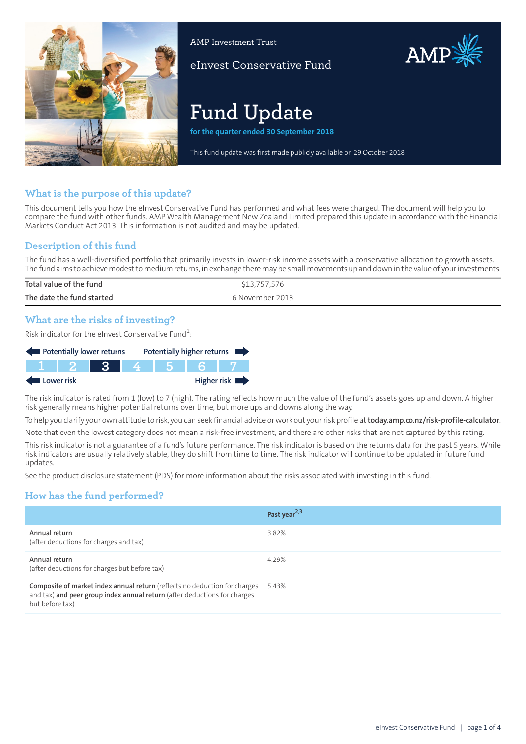AMP Investment Trust

eInvest Conservative Fund

# Fund Update

**for the quarter ended 30 September 2018**

This fund update was first made publicly available on 29 October 2018

## What is the purpose of this update?

This document tells you how the eInvest Conservative Fund has performed and what fees were charged. The document will help you to compare the fund with other funds. AMP Wealth Management New Zealand Limited prepared this update in accordance with the Financial Markets Conduct Act 2013. This information is not audited and may be updated.

## Description of this fund

The fund has a well-diversified portfolio that primarily invests in lower-risk income assets with a conservative allocation to growth assets. The fund aims to achieve modest to medium returns, in exchange there may be small movements up and down in the value of your investments.

| | |
|---|---|
| **Total value of the fund** | $13,757,576 |
| **The date the fund started** | 6 November 2013 |

## What are the risks of investing?

Risk indicator for the eInvest Conservative Fund[1]:

Potentially lower returns — Potentially higher returns

| 1 | 2 | **3** | 4 | 5 | 6 | 7 |
|---|---|---|---|---|---|---|

Lower risk — Higher risk

The risk indicator is rated from 1 (low) to 7 (high). The rating reflects how much the value of the fund's assets goes up and down. A higher risk generally means higher potential returns over time, but more ups and downs along the way.

To help you clarify your own attitude to risk, you can seek financial advice or work out your risk profile at **today.amp.co.nz/risk-profile-calculator**.

Note that even the lowest category does not mean a risk-free investment, and there are other risks that are not captured by this rating.

This risk indicator is not a guarantee of a fund's future performance. The risk indicator is based on the returns data for the past 5 years. While risk indicators are usually relatively stable, they do shift from time to time. The risk indicator will continue to be updated in future fund updates.

See the product disclosure statement (PDS) for more information about the risks associated with investing in this fund.

## How has the fund performed?

| | Past year[2,3] |
|---|---|
| **Annual return** (after deductions for charges and tax) | 3.82% |
| **Annual return** (after deductions for charges but before tax) | 4.29% |
| **Composite of market index annual return** (reflects no deduction for charges and tax) **and peer group index annual return** (after deductions for charges but before tax) | 5.43% |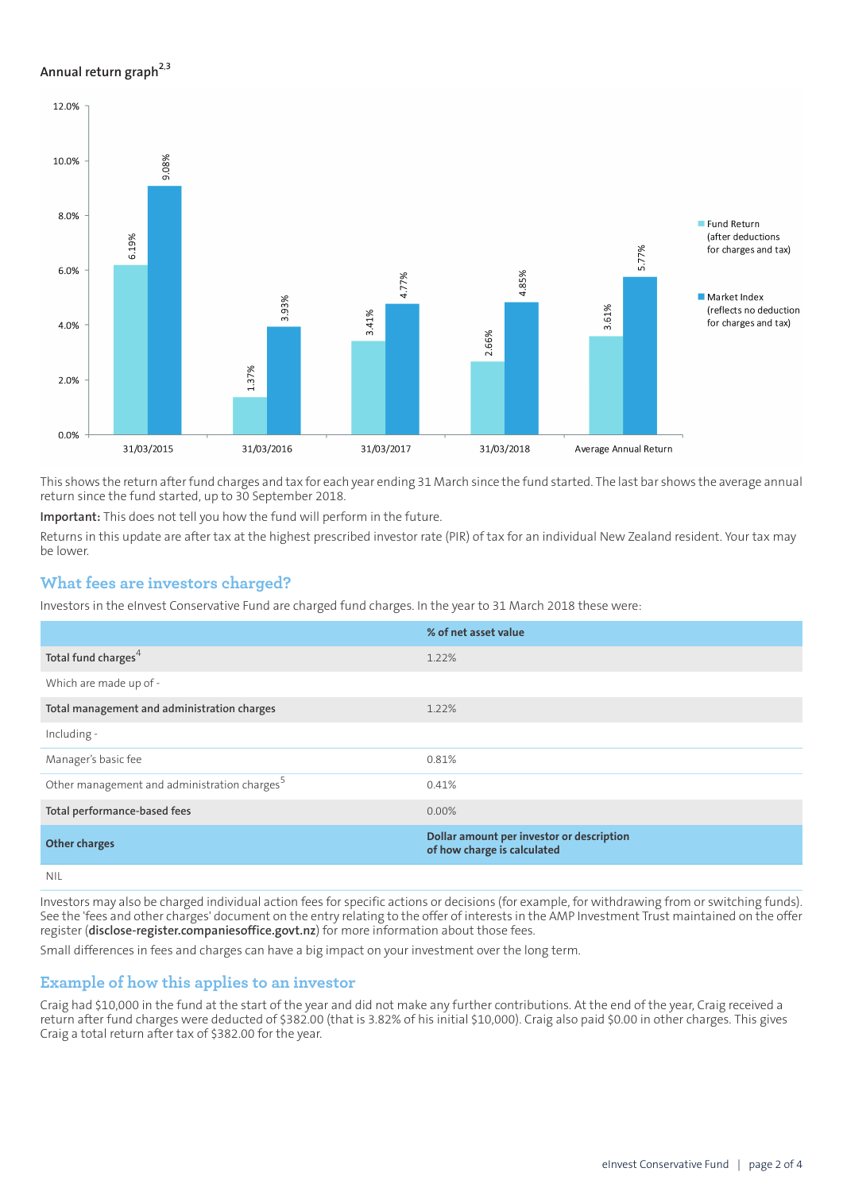## Annual return graph[2,3]

| | Fund Return (after deductions for charges and tax) | Market Index (reflects no deduction for charges and tax) |
|---|---|---|
| 31/03/2015 | 6.19% | 9.08% |
| 31/03/2016 | 1.37% | 3.93% |
| 31/03/2017 | 3.41% | 4.77% |
| 31/03/2018 | 2.66% | 4.85% |
| Average Annual Return | 3.61% | 5.77% |

This shows the return after fund charges and tax for each year ending 31 March since the fund started. The last bar shows the average annual return since the fund started, up to 30 September 2018.

**Important:** This does not tell you how the fund will perform in the future.

Returns in this update are after tax at the highest prescribed investor rate (PIR) of tax for an individual New Zealand resident. Your tax may be lower.

## What fees are investors charged?

Investors in the eInvest Conservative Fund are charged fund charges. In the year to 31 March 2018 these were:

| | % of net asset value |
|---|---|
| **Total fund charges**[4] | 1.22% |
| Which are made up of - | |
| **Total management and administration charges** | 1.22% |
| Including - | |
| Manager's basic fee | 0.81% |
| Other management and administration charges[5] | 0.41% |
| **Total performance-based fees** | 0.00% |
| **Other charges** | **Dollar amount per investor or description of how charge is calculated** |
| NIL | |

Investors may also be charged individual action fees for specific actions or decisions (for example, for withdrawing from or switching funds). See the 'fees and other charges' document on the entry relating to the offer of interests in the AMP Investment Trust maintained on the offer register (**disclose-register.companiesoffice.govt.nz**) for more information about those fees.

Small differences in fees and charges can have a big impact on your investment over the long term.

## Example of how this applies to an investor

Craig had $10,000 in the fund at the start of the year and did not make any further contributions. At the end of the year, Craig received a return after fund charges were deducted of $382.00 (that is 3.82% of his initial $10,000). Craig also paid $0.00 in other charges. This gives Craig a total return after tax of $382.00 for the year.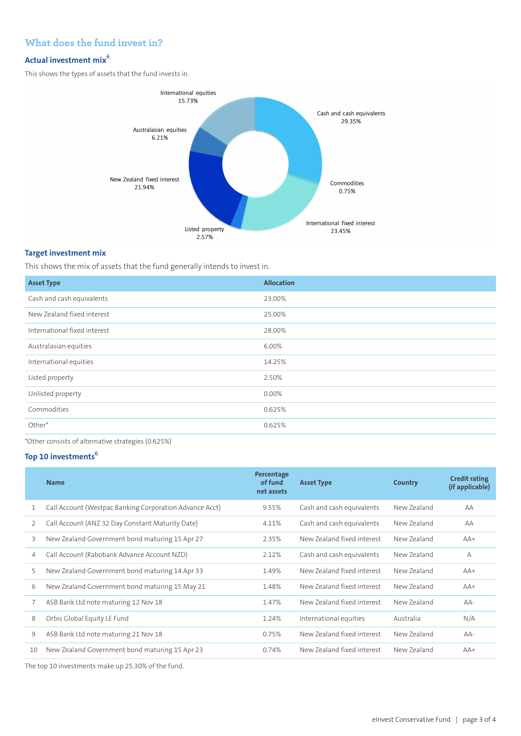## What does the fund invest in?

### Actual investment mix[6]

This shows the types of assets that the fund invests in.

International equities 15.73%

Cash and cash equivalents 29.35%

Australasian equities 6.21%

New Zealand fixed interest 21.94%

Commodities 0.75%

International fixed interest 23.45%

Listed property 2.57%

### Target investment mix

This shows the mix of assets that the fund generally intends to invest in.

| Asset Type | Allocation |
|---|---|
| Cash and cash equivalents | 23.00% |
| New Zealand fixed interest | 25.00% |
| International fixed interest | 28.00% |
| Australasian equities | 6.00% |
| International equities | 14.25% |
| Listed property | 2.50% |
| Unlisted property | 0.00% |
| Commodities | 0.625% |
| Other* | 0.625% |

*Other consists of alternative strategies (0.625%)

### Top 10 investments[6]

| | Name | Percentage of fund net assets | Asset Type | Country | Credit rating (if applicable) |
|---|---|---|---|---|---|
| 1 | Call Account (Westpac Banking Corporation Advance Acct) | 9.55% | Cash and cash equivalents | New Zealand | AA |
| 2 | Call Account (ANZ 32 Day Constant Maturity Date) | 4.11% | Cash and cash equivalents | New Zealand | AA |
| 3 | New Zealand Government bond maturing 15 Apr 27 | 2.35% | New Zealand fixed interest | New Zealand | AA+ |
| 4 | Call Account (Rabobank Advance Account NZD) | 2.12% | Cash and cash equivalents | New Zealand | A |
| 5 | New Zealand Government bond maturing 14 Apr 33 | 1.49% | New Zealand fixed interest | New Zealand | AA+ |
| 6 | New Zealand Government bond maturing 15 May 21 | 1.48% | New Zealand fixed interest | New Zealand | AA+ |
| 7 | ASB Bank Ltd note maturing 12 Nov 18 | 1.47% | New Zealand fixed interest | New Zealand | AA- |
| 8 | Orbis Global Equity LE Fund | 1.24% | International equities | Australia | N/A |
| 9 | ASB Bank Ltd note maturing 21 Nov 18 | 0.75% | New Zealand fixed interest | New Zealand | AA- |
| 10 | New Zealand Government bond maturing 15 Apr 23 | 0.74% | New Zealand fixed interest | New Zealand | AA+ |

The top 10 investments make up 25.30% of the fund.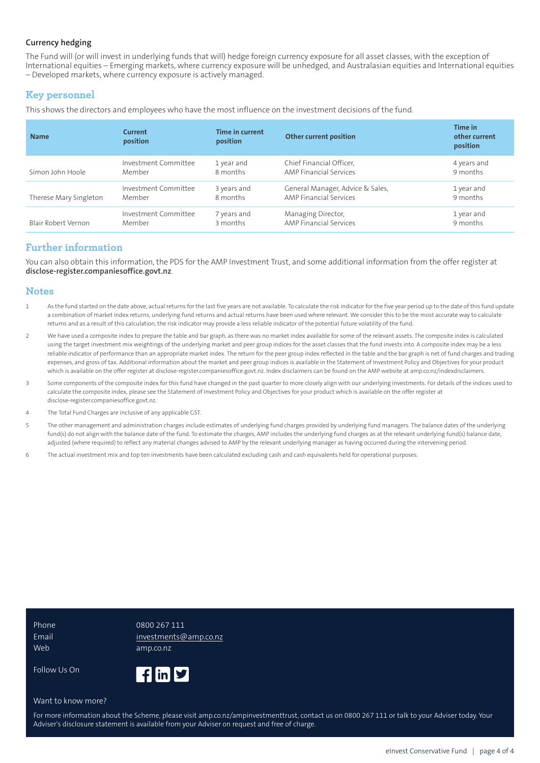### Currency hedging

The Fund will (or will invest in underlying funds that will) hedge foreign currency exposure for all asset classes, with the exception of International equities – Emerging markets, where currency exposure will be unhedged, and Australasian equities and International equities – Developed markets, where currency exposure is actively managed.

## Key personnel

This shows the directors and employees who have the most influence on the investment decisions of the fund.

| Name | Current position | Time in current position | Other current position | Time in other current position |
|---|---|---|---|---|
| Simon John Hoole | Investment Committee Member | 1 year and 8 months | Chief Financial Officer, AMP Financial Services | 4 years and 9 months |
| Therese Mary Singleton | Investment Committee Member | 3 years and 8 months | General Manager, Advice & Sales, AMP Financial Services | 1 year and 9 months |
| Blair Robert Vernon | Investment Committee Member | 7 years and 3 months | Managing Director, AMP Financial Services | 1 year and 9 months |

## Further information

You can also obtain this information, the PDS for the AMP Investment Trust, and some additional information from the offer register at **disclose-register.companiesoffice.govt.nz**.

## Notes

1. As the fund started on the date above, actual returns for the last five years are not available. To calculate the risk indicator for the five year period up to the date of this fund update a combination of market index returns, underlying fund returns and actual returns have been used where relevant. We consider this to be the most accurate way to calculate returns and as a result of this calculation, the risk indicator may provide a less reliable indicator of the potential future volatility of the fund.
2. We have used a composite index to prepare the table and bar graph, as there was no market index available for some of the relevant assets. The composite index is calculated using the target investment mix weightings of the underlying market and peer group indices for the asset classes that the fund invests into. A composite index may be a less reliable indicator of performance than an appropriate market index. The return for the peer group index reflected in the table and the bar graph is net of fund charges and trading expenses, and gross of tax. Additional information about the market and peer group indices is available in the Statement of Investment Policy and Objectives for your product which is available on the offer register at disclose-register.companiesoffice.govt.nz. Index disclaimers can be found on the AMP website at amp.co.nz/indexdisclaimers.
3. Some components of the composite index for this fund have changed in the past quarter to more closely align with our underlying investments. For details of the indices used to calculate the composite index, please see the Statement of Investment Policy and Objectives for your product which is available on the offer register at disclose-register.companiesoffice.govt.nz.
4. The Total Fund Charges are inclusive of any applicable GST.
5. The other management and administration charges include estimates of underlying fund charges provided by underlying fund managers. The balance dates of the underlying fund(s) do not align with the balance date of the fund. To estimate the charges, AMP includes the underlying fund charges as at the relevant underlying fund(s) balance date, adjusted (where required) to reflect any material changes advised to AMP by the relevant underlying manager as having occurred during the intervening period.
6. The actual investment mix and top ten investments have been calculated excluding cash and cash equivalents held for operational purposes.

Phone 0800 267 111
Email investments@amp.co.nz
Web amp.co.nz

Follow Us On

Want to know more?

For more information about the Scheme, please visit amp.co.nz/ampinvestmenttrust, contact us on 0800 267 111 or talk to your Adviser today. Your Adviser's disclosure statement is available from your Adviser on request and free of charge.